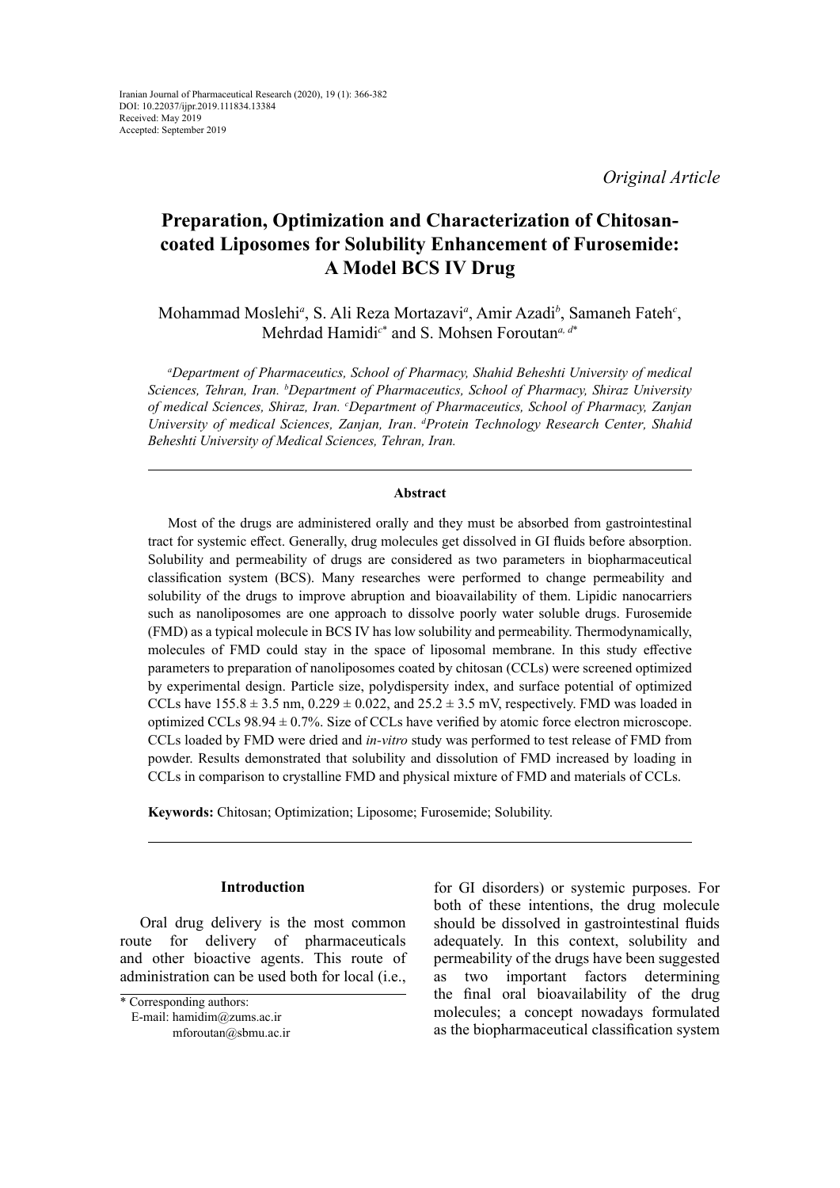Iranian Journal of Pharmaceutical Research (2020), 19 (1): 366-382
DOI: 10.22037/ijpr.2019.111834.13384
Received: May 2019
Accepted: September 2019

*Original Article*

# Preparation, Optimization and Characterization of Chitosan-coated Liposomes for Solubility Enhancement of Furosemide: A Model BCS IV Drug

Mohammad Moslehi[a], S. Ali Reza Mortazavi[a], Amir Azadi[b], Samaneh Fateh[c], Mehrdad Hamidi[c*] and S. Mohsen Foroutan[a, d*]

[a]*Department of Pharmaceutics, School of Pharmacy, Shahid Beheshti University of medical Sciences, Tehran, Iran.* [b]*Department of Pharmaceutics, School of Pharmacy, Shiraz University of medical Sciences, Shiraz, Iran.* [c]*Department of Pharmaceutics, School of Pharmacy, Zanjan University of medical Sciences, Zanjan, Iran.* [d]*Protein Technology Research Center, Shahid Beheshti University of Medical Sciences, Tehran, Iran.*

## Abstract

Most of the drugs are administered orally and they must be absorbed from gastrointestinal tract for systemic effect. Generally, drug molecules get dissolved in GI fluids before absorption. Solubility and permeability of drugs are considered as two parameters in biopharmaceutical classification system (BCS). Many researches were performed to change permeability and solubility of the drugs to improve abruption and bioavailability of them. Lipidic nanocarriers such as nanoliposomes are one approach to dissolve poorly water soluble drugs. Furosemide (FMD) as a typical molecule in BCS IV has low solubility and permeability. Thermodynamically, molecules of FMD could stay in the space of liposomal membrane. In this study effective parameters to preparation of nanoliposomes coated by chitosan (CCLs) were screened optimized by experimental design. Particle size, polydispersity index, and surface potential of optimized CCLs have 155.8 ± 3.5 nm, 0.229 ± 0.022, and 25.2 ± 3.5 mV, respectively. FMD was loaded in optimized CCLs 98.94 ± 0.7%. Size of CCLs have verified by atomic force electron microscope. CCLs loaded by FMD were dried and *in-vitro* study was performed to test release of FMD from powder. Results demonstrated that solubility and dissolution of FMD increased by loading in CCLs in comparison to crystalline FMD and physical mixture of FMD and materials of CCLs.

**Keywords:** Chitosan; Optimization; Liposome; Furosemide; Solubility.

## Introduction

Oral drug delivery is the most common route for delivery of pharmaceuticals and other bioactive agents. This route of administration can be used both for local (i.e., for GI disorders) or systemic purposes. For both of these intentions, the drug molecule should be dissolved in gastrointestinal fluids adequately. In this context, solubility and permeability of the drugs have been suggested as two important factors determining the final oral bioavailability of the drug molecules; a concept nowadays formulated as the biopharmaceutical classification system

\* Corresponding authors:
E-mail: hamidim@zums.ac.ir
mforoutan@sbmu.ac.ir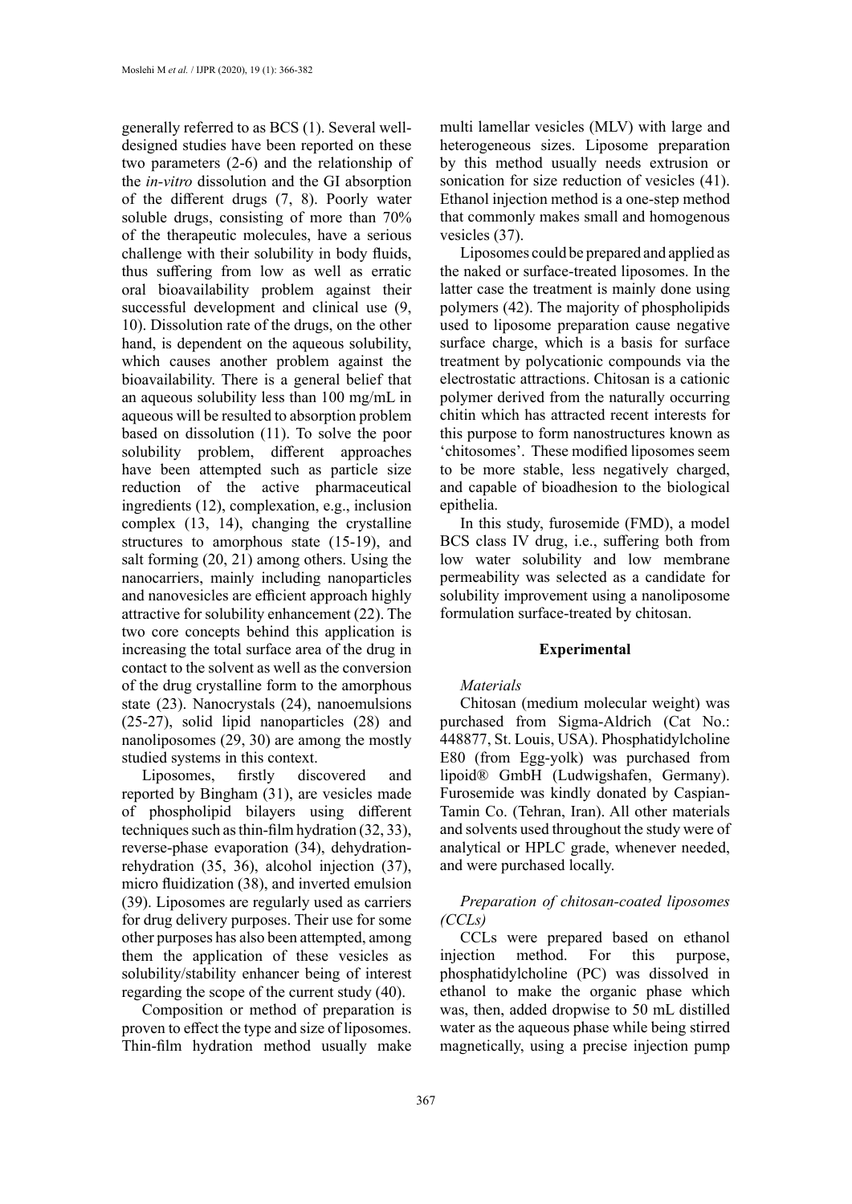generally referred to as BCS (1). Several well-designed studies have been reported on these two parameters (2-6) and the relationship of the *in-vitro* dissolution and the GI absorption of the different drugs (7, 8). Poorly water soluble drugs, consisting of more than 70% of the therapeutic molecules, have a serious challenge with their solubility in body fluids, thus suffering from low as well as erratic oral bioavailability problem against their successful development and clinical use (9, 10). Dissolution rate of the drugs, on the other hand, is dependent on the aqueous solubility, which causes another problem against the bioavailability. There is a general belief that an aqueous solubility less than 100 mg/mL in aqueous will be resulted to absorption problem based on dissolution (11). To solve the poor solubility problem, different approaches have been attempted such as particle size reduction of the active pharmaceutical ingredients (12), complexation, e.g., inclusion complex (13, 14), changing the crystalline structures to amorphous state (15-19), and salt forming (20, 21) among others. Using the nanocarriers, mainly including nanoparticles and nanovesicles are efficient approach highly attractive for solubility enhancement (22). The two core concepts behind this application is increasing the total surface area of the drug in contact to the solvent as well as the conversion of the drug crystalline form to the amorphous state (23). Nanocrystals (24), nanoemulsions (25-27), solid lipid nanoparticles (28) and nanoliposomes (29, 30) are among the mostly studied systems in this context.

Liposomes, firstly discovered and reported by Bingham (31), are vesicles made of phospholipid bilayers using different techniques such as thin-film hydration (32, 33), reverse-phase evaporation (34), dehydration-rehydration (35, 36), alcohol injection (37), micro fluidization (38), and inverted emulsion (39). Liposomes are regularly used as carriers for drug delivery purposes. Their use for some other purposes has also been attempted, among them the application of these vesicles as solubility/stability enhancer being of interest regarding the scope of the current study (40).

Composition or method of preparation is proven to effect the type and size of liposomes. Thin-film hydration method usually make multi lamellar vesicles (MLV) with large and heterogeneous sizes. Liposome preparation by this method usually needs extrusion or sonication for size reduction of vesicles (41). Ethanol injection method is a one-step method that commonly makes small and homogenous vesicles (37).

Liposomes could be prepared and applied as the naked or surface-treated liposomes. In the latter case the treatment is mainly done using polymers (42). The majority of phospholipids used to liposome preparation cause negative surface charge, which is a basis for surface treatment by polycationic compounds via the electrostatic attractions. Chitosan is a cationic polymer derived from the naturally occurring chitin which has attracted recent interests for this purpose to form nanostructures known as 'chitosomes'. These modified liposomes seem to be more stable, less negatively charged, and capable of bioadhesion to the biological epithelia.

In this study, furosemide (FMD), a model BCS class IV drug, i.e., suffering both from low water solubility and low membrane permeability was selected as a candidate for solubility improvement using a nanoliposome formulation surface-treated by chitosan.

## Experimental

### *Materials*

Chitosan (medium molecular weight) was purchased from Sigma-Aldrich (Cat No.: 448877, St. Louis, USA). Phosphatidylcholine E80 (from Egg-yolk) was purchased from lipoid® GmbH (Ludwigshafen, Germany). Furosemide was kindly donated by Caspian-Tamin Co. (Tehran, Iran). All other materials and solvents used throughout the study were of analytical or HPLC grade, whenever needed, and were purchased locally.

### *Preparation of chitosan-coated liposomes (CCLs)*

CCLs were prepared based on ethanol injection method. For this purpose, phosphatidylcholine (PC) was dissolved in ethanol to make the organic phase which was, then, added dropwise to 50 mL distilled water as the aqueous phase while being stirred magnetically, using a precise injection pump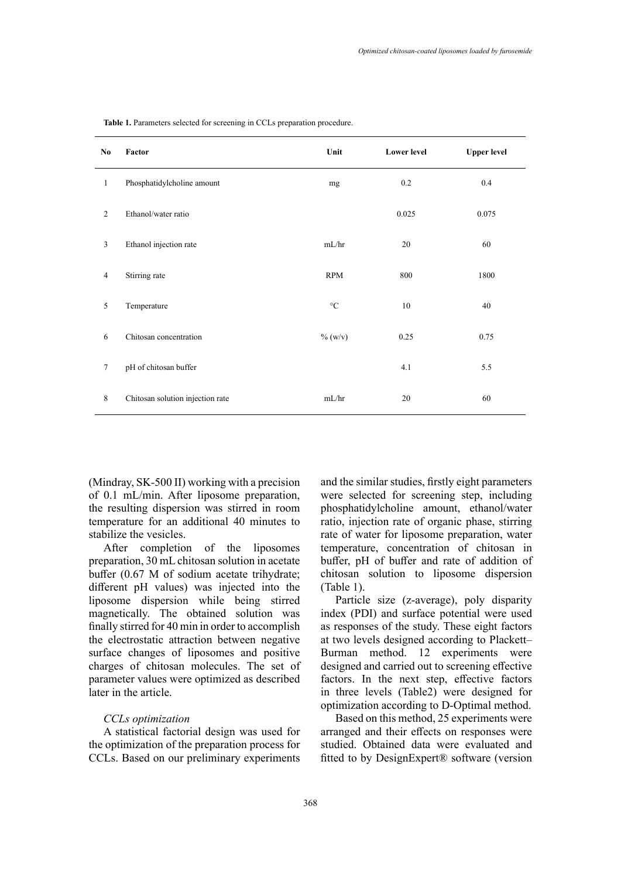**Table 1.** Parameters selected for screening in CCLs preparation procedure.

| No | Factor | Unit | Lower level | Upper level |
|---|---|---|---|---|
| 1 | Phosphatidylcholine amount | mg | 0.2 | 0.4 |
| 2 | Ethanol/water ratio | | 0.025 | 0.075 |
| 3 | Ethanol injection rate | mL/hr | 20 | 60 |
| 4 | Stirring rate | RPM | 800 | 1800 |
| 5 | Temperature | °C | 10 | 40 |
| 6 | Chitosan concentration | % (w/v) | 0.25 | 0.75 |
| 7 | pH of chitosan buffer | | 4.1 | 5.5 |
| 8 | Chitosan solution injection rate | mL/hr | 20 | 60 |

(Mindray, SK-500 II) working with a precision of 0.1 mL/min. After liposome preparation, the resulting dispersion was stirred in room temperature for an additional 40 minutes to stabilize the vesicles.

After completion of the liposomes preparation, 30 mL chitosan solution in acetate buffer (0.67 M of sodium acetate trihydrate; different pH values) was injected into the liposome dispersion while being stirred magnetically. The obtained solution was finally stirred for 40 min in order to accomplish the electrostatic attraction between negative surface changes of liposomes and positive charges of chitosan molecules. The set of parameter values were optimized as described later in the article.

*CCLs optimization*

A statistical factorial design was used for the optimization of the preparation process for CCLs. Based on our preliminary experiments and the similar studies, firstly eight parameters were selected for screening step, including phosphatidylcholine amount, ethanol/water ratio, injection rate of organic phase, stirring rate of water for liposome preparation, water temperature, concentration of chitosan in buffer, pH of buffer and rate of addition of chitosan solution to liposome dispersion (Table 1).

Particle size (z-average), poly disparity index (PDI) and surface potential were used as responses of the study. These eight factors at two levels designed according to Plackett–Burman method. 12 experiments were designed and carried out to screening effective factors. In the next step, effective factors in three levels (Table2) were designed for optimization according to D-Optimal method.

Based on this method, 25 experiments were arranged and their effects on responses were studied. Obtained data were evaluated and fitted to by DesignExpert® software (version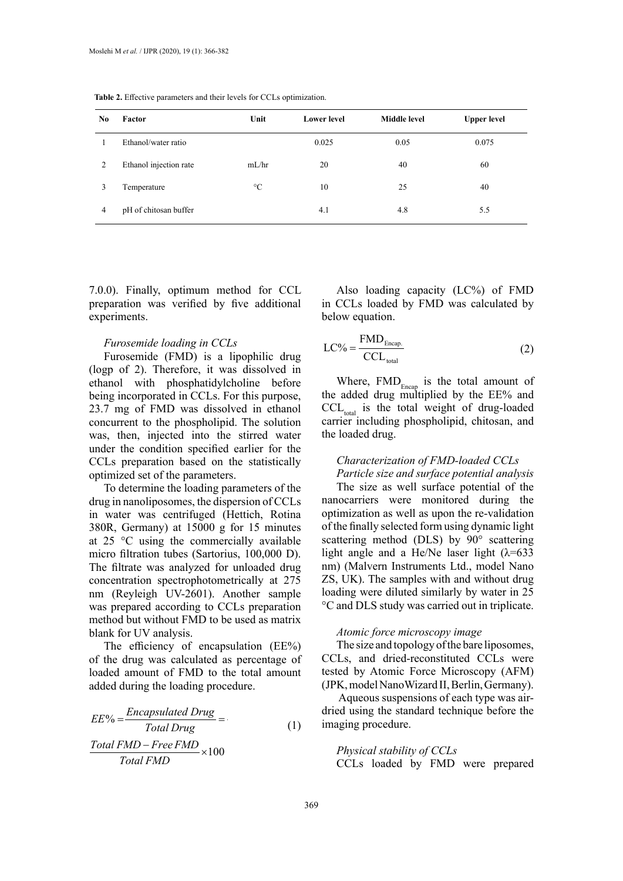**Table 2.** Effective parameters and their levels for CCLs optimization.

| No | Factor | Unit | Lower level | Middle level | Upper level |
|---|---|---|---|---|---|
| 1 | Ethanol/water ratio | | 0.025 | 0.05 | 0.075 |
| 2 | Ethanol injection rate | mL/hr | 20 | 40 | 60 |
| 3 | Temperature | °C | 10 | 25 | 40 |
| 4 | pH of chitosan buffer | | 4.1 | 4.8 | 5.5 |

7.0.0). Finally, optimum method for CCL preparation was verified by five additional experiments.

*Furosemide loading in CCLs*

Furosemide (FMD) is a lipophilic drug (logp of 2). Therefore, it was dissolved in ethanol with phosphatidylcholine before being incorporated in CCLs. For this purpose, 23.7 mg of FMD was dissolved in ethanol concurrent to the phospholipid. The solution was, then, injected into the stirred water under the condition specified earlier for the CCLs preparation based on the statistically optimized set of the parameters.

To determine the loading parameters of the drug in nanoliposomes, the dispersion of CCLs in water was centrifuged (Hettich, Rotina 380R, Germany) at 15000 g for 15 minutes at 25 °C using the commercially available micro filtration tubes (Sartorius, 100,000 D). The filtrate was analyzed for unloaded drug concentration spectrophotometrically at 275 nm (Reyleigh UV-2601). Another sample was prepared according to CCLs preparation method but without FMD to be used as matrix blank for UV analysis.

The efficiency of encapsulation (EE%) of the drug was calculated as percentage of loaded amount of FMD to the total amount added during the loading procedure.

$$EE\% = \frac{Encapsulated\ Drug}{Total\ Drug} = \frac{Total\ FMD - Free\ FMD}{Total\ FMD} \times 100 \qquad (1)$$

Also loading capacity (LC%) of FMD in CCLs loaded by FMD was calculated by below equation.

$$LC\% = \frac{FMD_{Encap.}}{CCL_{total}} \qquad (2)$$

Where, $FMD_{Encap}$ is the total amount of the added drug multiplied by the EE% and $CCL_{total}$ is the total weight of drug-loaded carrier including phospholipid, chitosan, and the loaded drug.

*Characterization of FMD-loaded CCLs*

*Particle size and surface potential analysis*

The size as well surface potential of the nanocarriers were monitored during the optimization as well as upon the re-validation of the finally selected form using dynamic light scattering method (DLS) by 90° scattering light angle and a He/Ne laser light (λ=633 nm) (Malvern Instruments Ltd., model Nano ZS, UK). The samples with and without drug loading were diluted similarly by water in 25 °C and DLS study was carried out in triplicate.

*Atomic force microscopy image*

The size and topology of the bare liposomes, CCLs, and dried-reconstituted CCLs were tested by Atomic Force Microscopy (AFM) (JPK, model NanoWizard II, Berlin, Germany).

Aqueous suspensions of each type was air-dried using the standard technique before the imaging procedure.

*Physical stability of CCLs*

CCLs loaded by FMD were prepared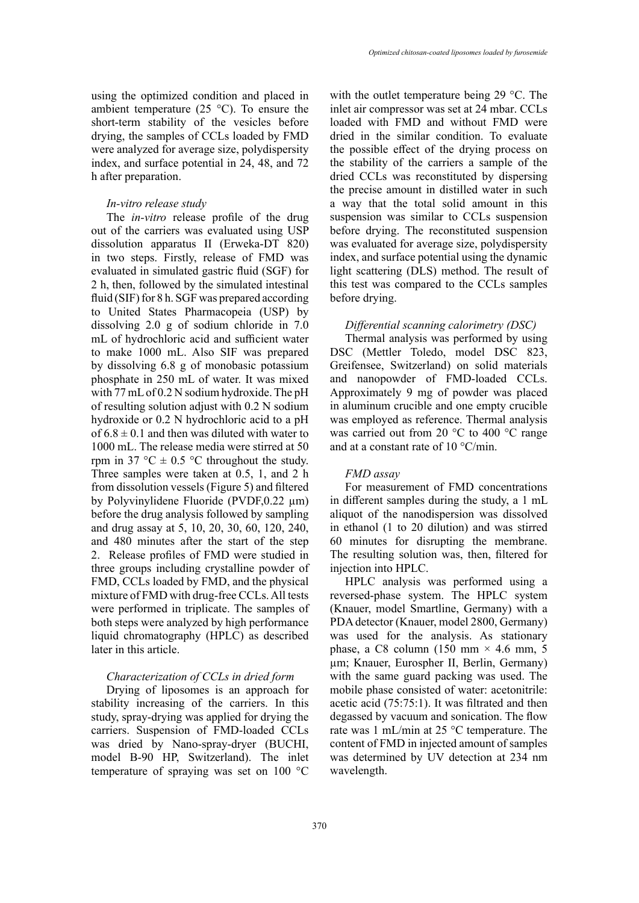using the optimized condition and placed in ambient temperature (25 °C). To ensure the short-term stability of the vesicles before drying, the samples of CCLs loaded by FMD were analyzed for average size, polydispersity index, and surface potential in 24, 48, and 72 h after preparation.

### *In-vitro release study*

The *in-vitro* release profile of the drug out of the carriers was evaluated using USP dissolution apparatus II (Erweka-DT 820) in two steps. Firstly, release of FMD was evaluated in simulated gastric fluid (SGF) for 2 h, then, followed by the simulated intestinal fluid (SIF) for 8 h. SGF was prepared according to United States Pharmacopeia (USP) by dissolving 2.0 g of sodium chloride in 7.0 mL of hydrochloric acid and sufficient water to make 1000 mL. Also SIF was prepared by dissolving 6.8 g of monobasic potassium phosphate in 250 mL of water. It was mixed with 77 mL of 0.2 N sodium hydroxide. The pH of resulting solution adjust with 0.2 N sodium hydroxide or 0.2 N hydrochloric acid to a pH of 6.8 ± 0.1 and then was diluted with water to 1000 mL. The release media were stirred at 50 rpm in 37 °C ± 0.5 °C throughout the study. Three samples were taken at 0.5, 1, and 2 h from dissolution vessels (Figure 5) and filtered by Polyvinylidene Fluoride (PVDF,0.22 µm) before the drug analysis followed by sampling and drug assay at 5, 10, 20, 30, 60, 120, 240, and 480 minutes after the start of the step 2. Release profiles of FMD were studied in three groups including crystalline powder of FMD, CCLs loaded by FMD, and the physical mixture of FMD with drug-free CCLs. All tests were performed in triplicate. The samples of both steps were analyzed by high performance liquid chromatography (HPLC) as described later in this article.

### *Characterization of CCLs in dried form*

Drying of liposomes is an approach for stability increasing of the carriers. In this study, spray-drying was applied for drying the carriers. Suspension of FMD-loaded CCLs was dried by Nano-spray-dryer (BUCHI, model B-90 HP, Switzerland). The inlet temperature of spraying was set on 100 °C with the outlet temperature being 29 °C. The inlet air compressor was set at 24 mbar. CCLs loaded with FMD and without FMD were dried in the similar condition. To evaluate the possible effect of the drying process on the stability of the carriers a sample of the dried CCLs was reconstituted by dispersing the precise amount in distilled water in such a way that the total solid amount in this suspension was similar to CCLs suspension before drying. The reconstituted suspension was evaluated for average size, polydispersity index, and surface potential using the dynamic light scattering (DLS) method. The result of this test was compared to the CCLs samples before drying.

### *Differential scanning calorimetry (DSC)*

Thermal analysis was performed by using DSC (Mettler Toledo, model DSC 823, Greifensee, Switzerland) on solid materials and nanopowder of FMD-loaded CCLs. Approximately 9 mg of powder was placed in aluminum crucible and one empty crucible was employed as reference. Thermal analysis was carried out from 20 °C to 400 °C range and at a constant rate of 10 °C/min.

### *FMD assay*

For measurement of FMD concentrations in different samples during the study, a 1 mL aliquot of the nanodispersion was dissolved in ethanol (1 to 20 dilution) and was stirred 60 minutes for disrupting the membrane. The resulting solution was, then, filtered for injection into HPLC.

HPLC analysis was performed using a reversed-phase system. The HPLC system (Knauer, model Smartline, Germany) with a PDA detector (Knauer, model 2800, Germany) was used for the analysis. As stationary phase, a C8 column (150 mm × 4.6 mm, 5 µm; Knauer, Eurospher II, Berlin, Germany) with the same guard packing was used. The mobile phase consisted of water: acetonitrile: acetic acid (75:75:1). It was filtrated and then degassed by vacuum and sonication. The flow rate was 1 mL/min at 25 °C temperature. The content of FMD in injected amount of samples was determined by UV detection at 234 nm wavelength.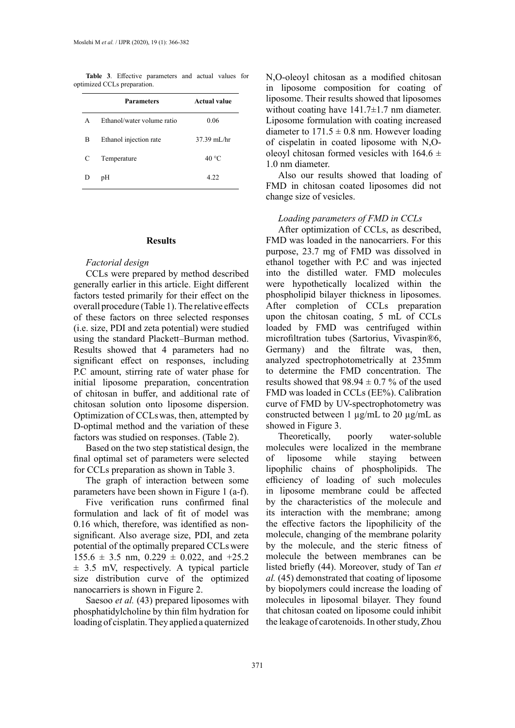**Table 3**. Effective parameters and actual values for optimized CCLs preparation.

| | Parameters | Actual value |
|---|---|---|
| A | Ethanol/water volume ratio | 0.06 |
| B | Ethanol injection rate | 37.39 mL/hr |
| C | Temperature | 40 °C |
| D | pH | 4.22 |

## Results

### *Factorial design*

CCLs were prepared by method described generally earlier in this article. Eight different factors tested primarily for their effect on the overall procedure (Table 1). The relative effects of these factors on three selected responses (i.e. size, PDI and zeta potential) were studied using the standard Plackett–Burman method. Results showed that 4 parameters had no significant effect on responses, including P.C amount, stirring rate of water phase for initial liposome preparation, concentration of chitosan in buffer, and additional rate of chitosan solution onto liposome dispersion. Optimization of CCLs was, then, attempted by D-optimal method and the variation of these factors was studied on responses. (Table 2).

Based on the two step statistical design, the final optimal set of parameters were selected for CCLs preparation as shown in Table 3.

The graph of interaction between some parameters have been shown in Figure 1 (a-f).

Five verification runs confirmed final formulation and lack of fit of model was 0.16 which, therefore, was identified as non-significant. Also average size, PDI, and zeta potential of the optimally prepared CCLs were 155.6 ± 3.5 nm, 0.229 ± 0.022, and +25.2 ± 3.5 mV, respectively. A typical particle size distribution curve of the optimized nanocarriers is shown in Figure 2.

Saesoo *et al.* (43) prepared liposomes with phosphatidylcholine by thin film hydration for loading of cisplatin. They applied a quaternized N,O-oleoyl chitosan as a modified chitosan in liposome composition for coating of liposome. Their results showed that liposomes without coating have 141.7±1.7 nm diameter. Liposome formulation with coating increased diameter to 171.5 ± 0.8 nm. However loading of cispelatin in coated liposome with N,O-oleoyl chitosan formed vesicles with 164.6 ± 1.0 nm diameter.

Also our results showed that loading of FMD in chitosan coated liposomes did not change size of vesicles.

### *Loading parameters of FMD in CCLs*

After optimization of CCLs, as described, FMD was loaded in the nanocarriers. For this purpose, 23.7 mg of FMD was dissolved in ethanol together with P.C and was injected into the distilled water. FMD molecules were hypothetically localized within the phospholipid bilayer thickness in liposomes. After completion of CCLs preparation upon the chitosan coating, 5 mL of CCLs loaded by FMD was centrifuged within microfiltration tubes (Sartorius, Vivaspin®6, Germany) and the filtrate was, then, analyzed spectrophotometrically at 235mm to determine the FMD concentration. The results showed that 98.94 ± 0.7 % of the used FMD was loaded in CCLs (EE%). Calibration curve of FMD by UV-spectrophotometry was constructed between 1 µg/mL to 20 µg/mL as showed in Figure 3.

Theoretically, poorly water-soluble molecules were localized in the membrane of liposome while staying between lipophilic chains of phospholipids. The efficiency of loading of such molecules in liposome membrane could be affected by the characteristics of the molecule and its interaction with the membrane; among the effective factors the lipophilicity of the molecule, changing of the membrane polarity by the molecule, and the steric fitness of molecule the between membranes can be listed briefly (44). Moreover, study of Tan *et al.* (45) demonstrated that coating of liposome by biopolymers could increase the loading of molecules in liposomal bilayer. They found that chitosan coated on liposome could inhibit the leakage of carotenoids. In other study, Zhou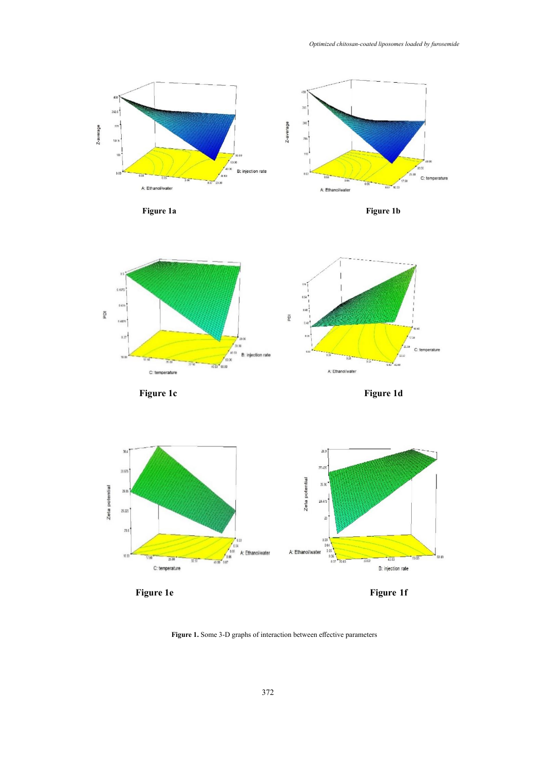Figure 1a

Figure 1b

Figure 1c

Figure 1d

Figure 1e

Figure 1f

**Figure 1.** Some 3-D graphs of interaction between effective parameters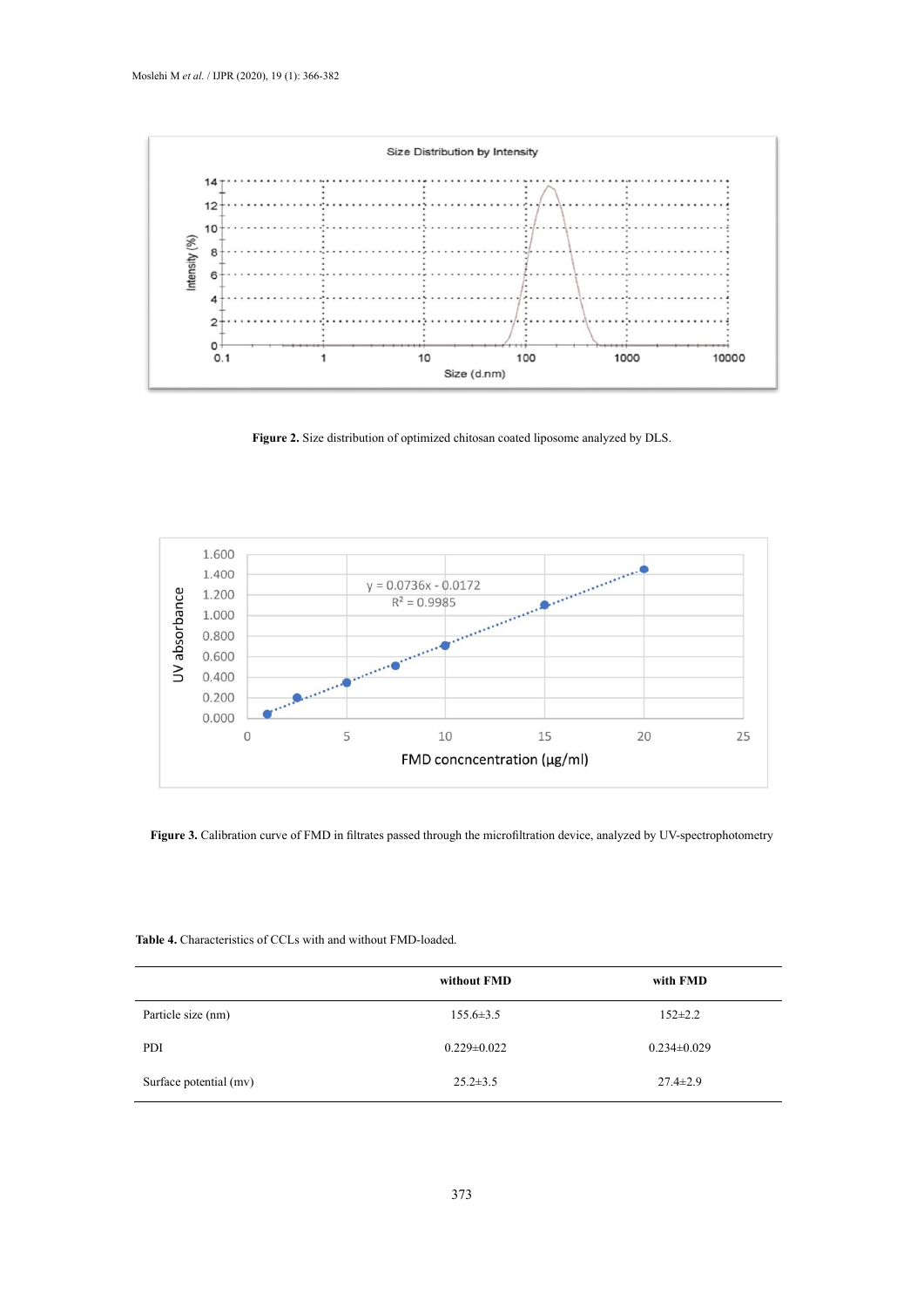**Figure 2.** Size distribution of optimized chitosan coated liposome analyzed by DLS.

**Figure 3.** Calibration curve of FMD in filtrates passed through the microfiltration device, analyzed by UV-spectrophotometry

**Table 4.** Characteristics of CCLs with and without FMD-loaded.

| | without FMD | with FMD |
|---|---|---|
| Particle size (nm) | 155.6±3.5 | 152±2.2 |
| PDI | 0.229±0.022 | 0.234±0.029 |
| Surface potential (mv) | 25.2±3.5 | 27.4±2.9 |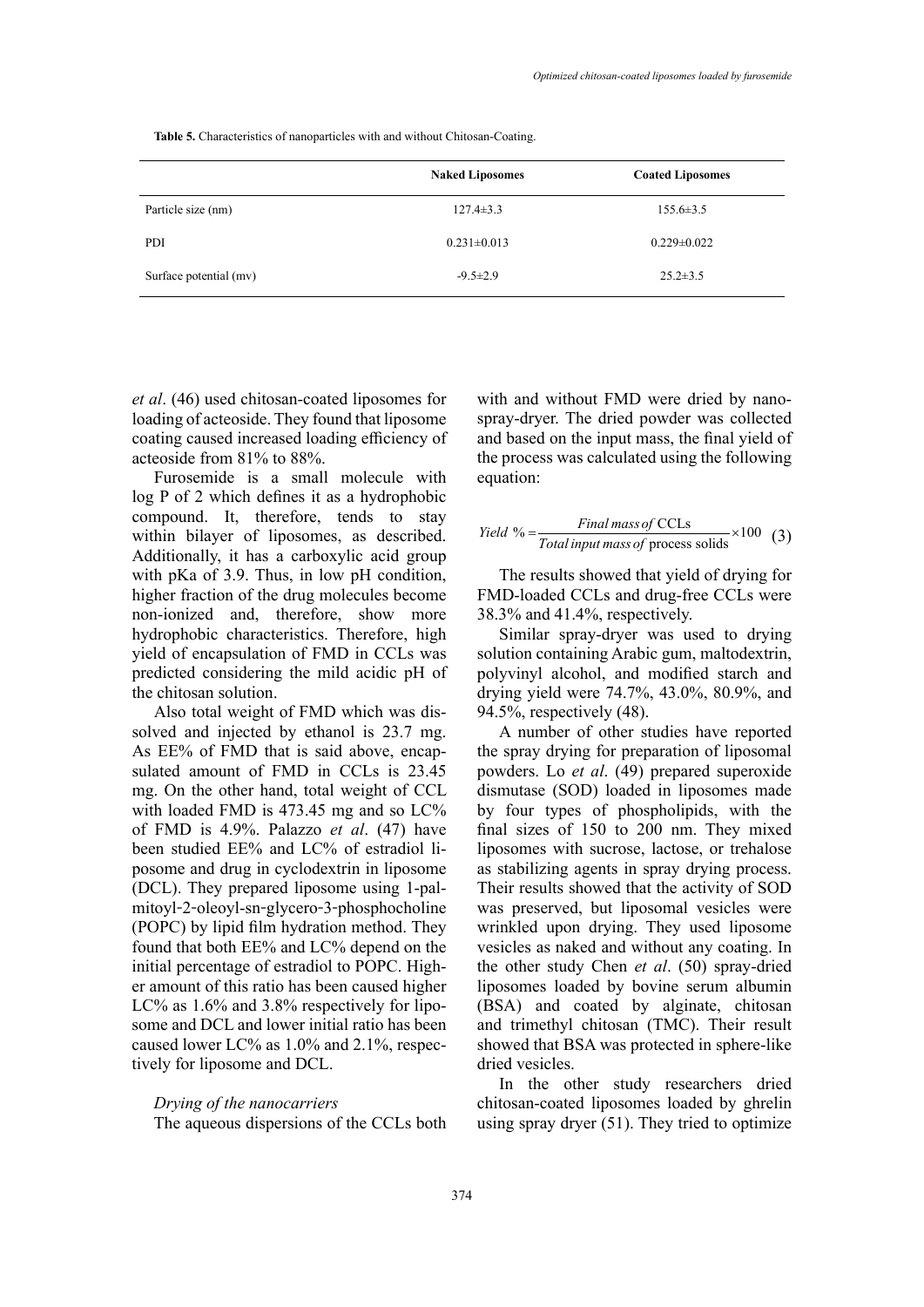**Table 5.** Characteristics of nanoparticles with and without Chitosan-Coating.

| | Naked Liposomes | Coated Liposomes |
|---|---|---|
| Particle size (nm) | 127.4±3.3 | 155.6±3.5 |
| PDI | 0.231±0.013 | 0.229±0.022 |
| Surface potential (mv) | -9.5±2.9 | 25.2±3.5 |

*et al*. (46) used chitosan-coated liposomes for loading of acteoside. They found that liposome coating caused increased loading efficiency of acteoside from 81% to 88%.

Furosemide is a small molecule with log P of 2 which defines it as a hydrophobic compound. It, therefore, tends to stay within bilayer of liposomes, as described. Additionally, it has a carboxylic acid group with pKa of 3.9. Thus, in low pH condition, higher fraction of the drug molecules become non-ionized and, therefore, show more hydrophobic characteristics. Therefore, high yield of encapsulation of FMD in CCLs was predicted considering the mild acidic pH of the chitosan solution.

Also total weight of FMD which was dissolved and injected by ethanol is 23.7 mg. As EE% of FMD that is said above, encapsulated amount of FMD in CCLs is 23.45 mg. On the other hand, total weight of CCL with loaded FMD is 473.45 mg and so LC% of FMD is 4.9%. Palazzo *et al*. (47) have been studied EE% and LC% of estradiol liposome and drug in cyclodextrin in liposome (DCL). They prepared liposome using 1-palmitoyl-2-oleoyl-sn-glycero-3-phosphocholine (POPC) by lipid film hydration method. They found that both EE% and LC% depend on the initial percentage of estradiol to POPC. Higher amount of this ratio has been caused higher LC% as 1.6% and 3.8% respectively for liposome and DCL and lower initial ratio has been caused lower LC% as 1.0% and 2.1%, respectively for liposome and DCL.

*Drying of the nanocarriers*

The aqueous dispersions of the CCLs both with and without FMD were dried by nano-spray-dryer. The dried powder was collected and based on the input mass, the final yield of the process was calculated using the following equation:

$$Yield\ \% = \frac{Final\ mass\ of\ \text{CCLs}}{Total\ input\ mass\ of\ \text{process solids}} \times 100 \quad (3)$$

The results showed that yield of drying for FMD-loaded CCLs and drug-free CCLs were 38.3% and 41.4%, respectively.

Similar spray-dryer was used to drying solution containing Arabic gum, maltodextrin, polyvinyl alcohol, and modified starch and drying yield were 74.7%, 43.0%, 80.9%, and 94.5%, respectively (48).

A number of other studies have reported the spray drying for preparation of liposomal powders. Lo *et al*. (49) prepared superoxide dismutase (SOD) loaded in liposomes made by four types of phospholipids, with the final sizes of 150 to 200 nm. They mixed liposomes with sucrose, lactose, or trehalose as stabilizing agents in spray drying process. Their results showed that the activity of SOD was preserved, but liposomal vesicles were wrinkled upon drying. They used liposome vesicles as naked and without any coating. In the other study Chen *et al*. (50) spray-dried liposomes loaded by bovine serum albumin (BSA) and coated by alginate, chitosan and trimethyl chitosan (TMC). Their result showed that BSA was protected in sphere-like dried vesicles.

In the other study researchers dried chitosan-coated liposomes loaded by ghrelin using spray dryer (51). They tried to optimize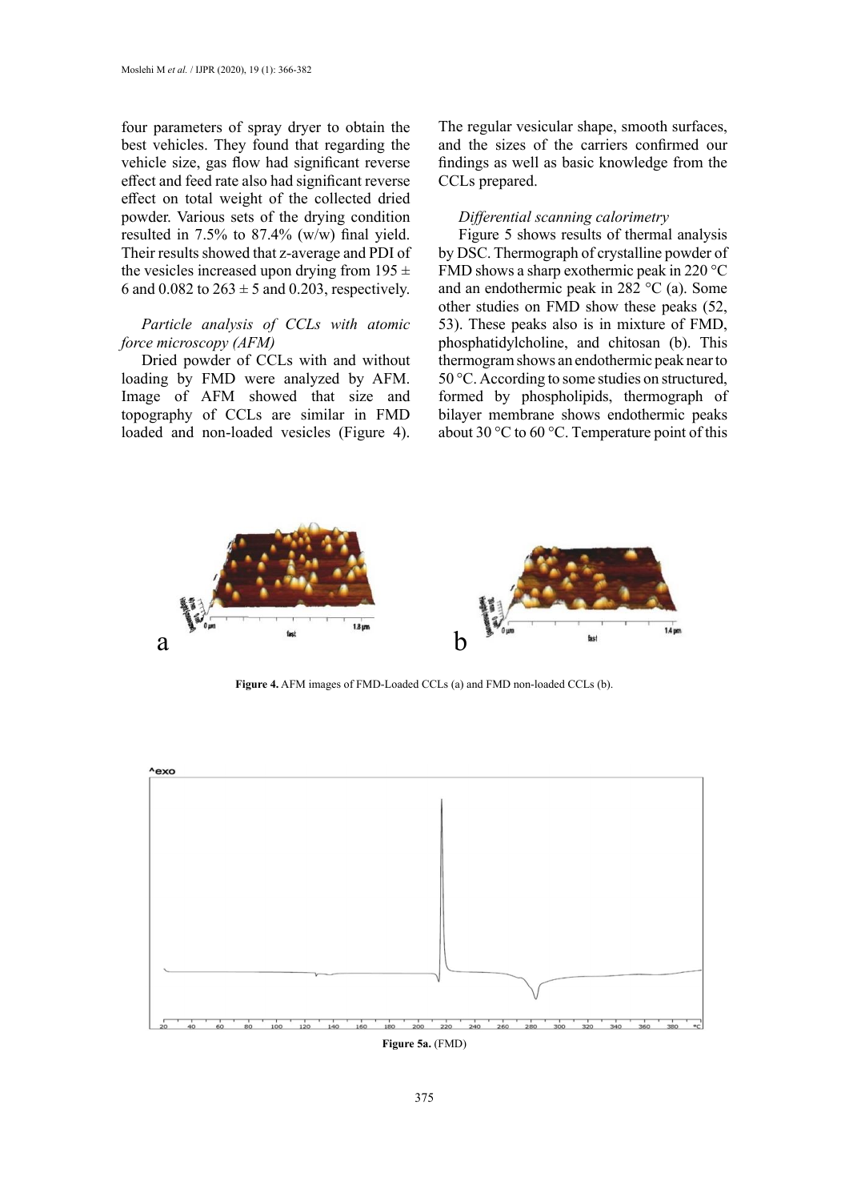four parameters of spray dryer to obtain the best vehicles. They found that regarding the vehicle size, gas flow had significant reverse effect and feed rate also had significant reverse effect on total weight of the collected dried powder. Various sets of the drying condition resulted in 7.5% to 87.4% (w/w) final yield. Their results showed that z-average and PDI of the vesicles increased upon drying from 195 ± 6 and 0.082 to 263 ± 5 and 0.203, respectively.

*Particle analysis of CCLs with atomic force microscopy (AFM)*

Dried powder of CCLs with and without loading by FMD were analyzed by AFM. Image of AFM showed that size and topography of CCLs are similar in FMD loaded and non-loaded vesicles (Figure 4). The regular vesicular shape, smooth surfaces, and the sizes of the carriers confirmed our findings as well as basic knowledge from the CCLs prepared.

*Differential scanning calorimetry*

Figure 5 shows results of thermal analysis by DSC. Thermograph of crystalline powder of FMD shows a sharp exothermic peak in 220 °C and an endothermic peak in 282 °C (a). Some other studies on FMD show these peaks (52, 53). These peaks also is in mixture of FMD, phosphatidylcholine, and chitosan (b). This thermogram shows an endothermic peak near to 50 °C. According to some studies on structured, formed by phospholipids, thermograph of bilayer membrane shows endothermic peaks about 30 °C to 60 °C. Temperature point of this

**Figure 4.** AFM images of FMD-Loaded CCLs (a) and FMD non-loaded CCLs (b).

**Figure 5a.** (FMD)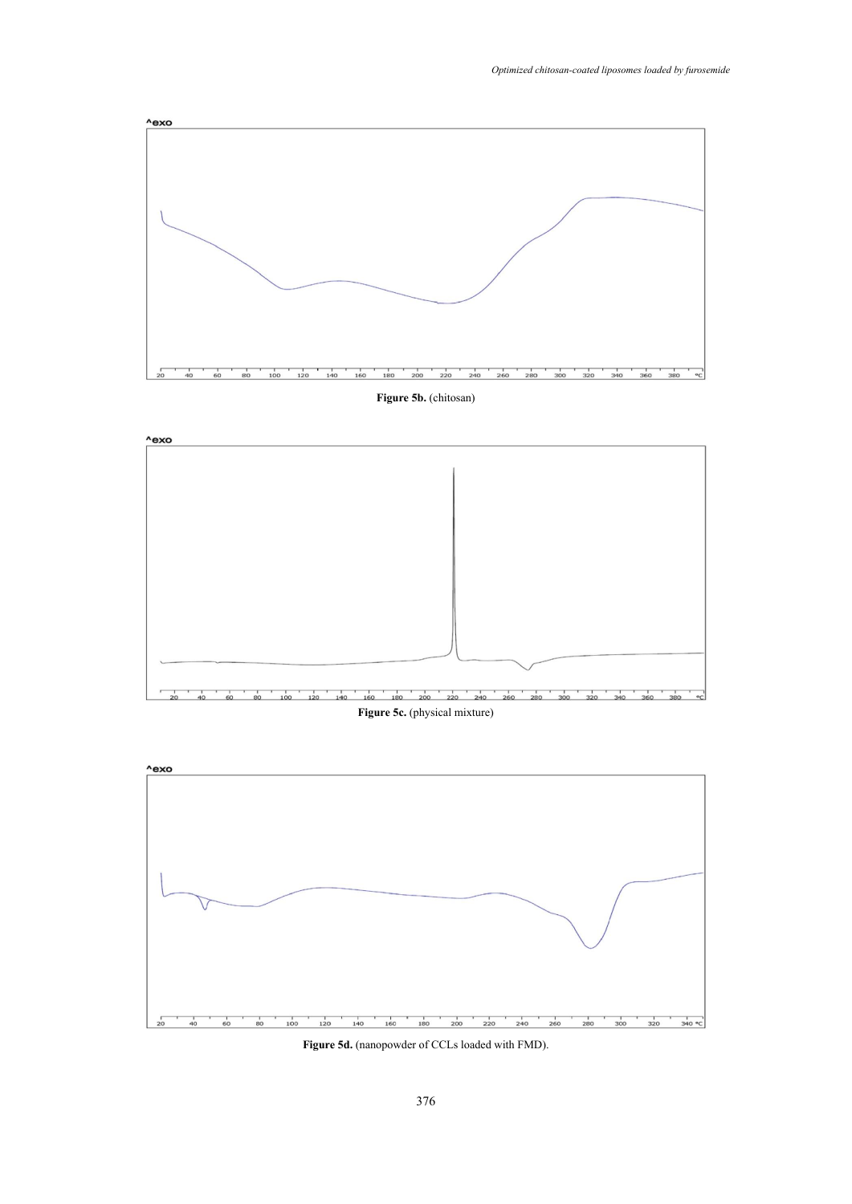Figure 5b. (chitosan)

Figure 5c. (physical mixture)

Figure 5d. (nanopowder of CCLs loaded with FMD).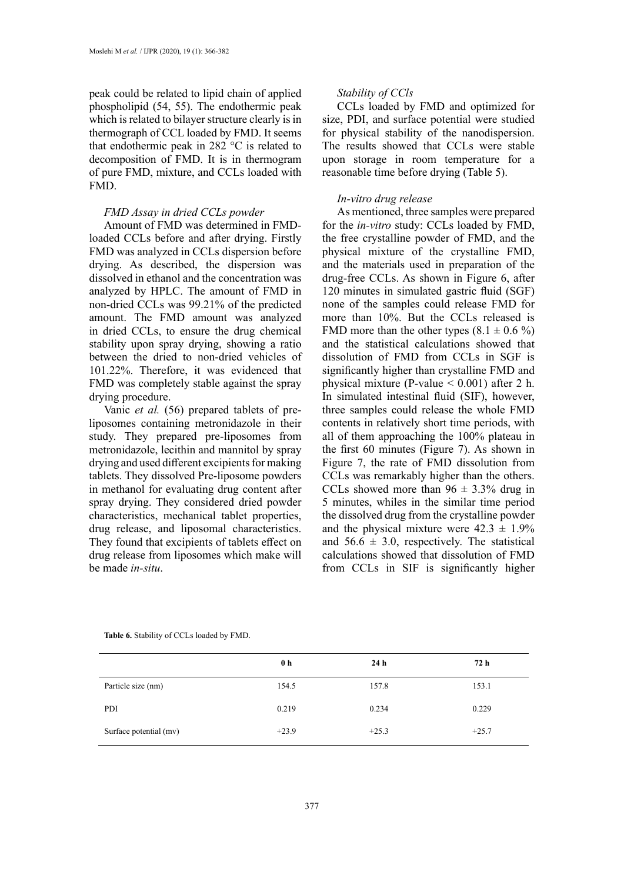peak could be related to lipid chain of applied phospholipid (54, 55). The endothermic peak which is related to bilayer structure clearly is in thermograph of CCL loaded by FMD. It seems that endothermic peak in 282 °C is related to decomposition of FMD. It is in thermogram of pure FMD, mixture, and CCLs loaded with FMD.

*FMD Assay in dried CCLs powder*

Amount of FMD was determined in FMD-loaded CCLs before and after drying. Firstly FMD was analyzed in CCLs dispersion before drying. As described, the dispersion was dissolved in ethanol and the concentration was analyzed by HPLC. The amount of FMD in non-dried CCLs was 99.21% of the predicted amount. The FMD amount was analyzed in dried CCLs, to ensure the drug chemical stability upon spray drying, showing a ratio between the dried to non-dried vehicles of 101.22%. Therefore, it was evidenced that FMD was completely stable against the spray drying procedure.

Vanic *et al.* (56) prepared tablets of pre-liposomes containing metronidazole in their study. They prepared pre-liposomes from metronidazole, lecithin and mannitol by spray drying and used different excipients for making tablets. They dissolved Pre-liposome powders in methanol for evaluating drug content after spray drying. They considered dried powder characteristics, mechanical tablet properties, drug release, and liposomal characteristics. They found that excipients of tablets effect on drug release from liposomes which make will be made *in-situ*.

*Stability of CCls*

CCLs loaded by FMD and optimized for size, PDI, and surface potential were studied for physical stability of the nanodispersion. The results showed that CCLs were stable upon storage in room temperature for a reasonable time before drying (Table 5).

*In-vitro drug release*

As mentioned, three samples were prepared for the *in-vitro* study: CCLs loaded by FMD, the free crystalline powder of FMD, and the physical mixture of the crystalline FMD, and the materials used in preparation of the drug-free CCLs. As shown in Figure 6, after 120 minutes in simulated gastric fluid (SGF) none of the samples could release FMD for more than 10%. But the CCLs released is FMD more than the other types ($8.1 \pm 0.6$ %) and the statistical calculations showed that dissolution of FMD from CCLs in SGF is significantly higher than crystalline FMD and physical mixture (P-value $< 0.001$) after 2 h. In simulated intestinal fluid (SIF), however, three samples could release the whole FMD contents in relatively short time periods, with all of them approaching the 100% plateau in the first 60 minutes (Figure 7). As shown in Figure 7, the rate of FMD dissolution from CCLs was remarkably higher than the others. CCLs showed more than $96 \pm 3.3$% drug in 5 minutes, whiles in the similar time period the dissolved drug from the crystalline powder and the physical mixture were $42.3 \pm 1.9$% and $56.6 \pm 3.0$, respectively. The statistical calculations showed that dissolution of FMD from CCLs in SIF is significantly higher

**Table 6.** Stability of CCLs loaded by FMD.

| | 0 h | 24 h | 72 h |
|---|---|---|---|
| Particle size (nm) | 154.5 | 157.8 | 153.1 |
| PDI | 0.219 | 0.234 | 0.229 |
| Surface potential (mv) | +23.9 | +25.3 | +25.7 |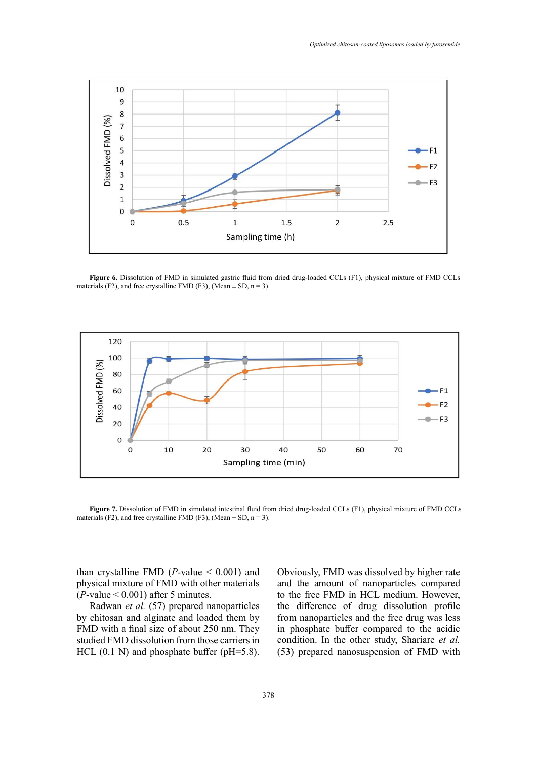Figure 6. Dissolution of FMD in simulated gastric fluid from dried drug-loaded CCLs (F1), physical mixture of FMD CCLs materials (F2), and free crystalline FMD (F3), (Mean ± SD, n = 3).

Figure 7. Dissolution of FMD in simulated intestinal fluid from dried drug-loaded CCLs (F1), physical mixture of FMD CCLs materials (F2), and free crystalline FMD (F3), (Mean ± SD, n = 3).

than crystalline FMD (*P*-value < 0.001) and physical mixture of FMD with other materials (*P*-value < 0.001) after 5 minutes.

Radwan *et al.* (57) prepared nanoparticles by chitosan and alginate and loaded them by FMD with a final size of about 250 nm. They studied FMD dissolution from those carriers in HCL (0.1 N) and phosphate buffer (pH=5.8). Obviously, FMD was dissolved by higher rate and the amount of nanoparticles compared to the free FMD in HCL medium. However, the difference of drug dissolution profile from nanoparticles and the free drug was less in phosphate buffer compared to the acidic condition. In the other study, Shariare *et al.* (53) prepared nanosuspension of FMD with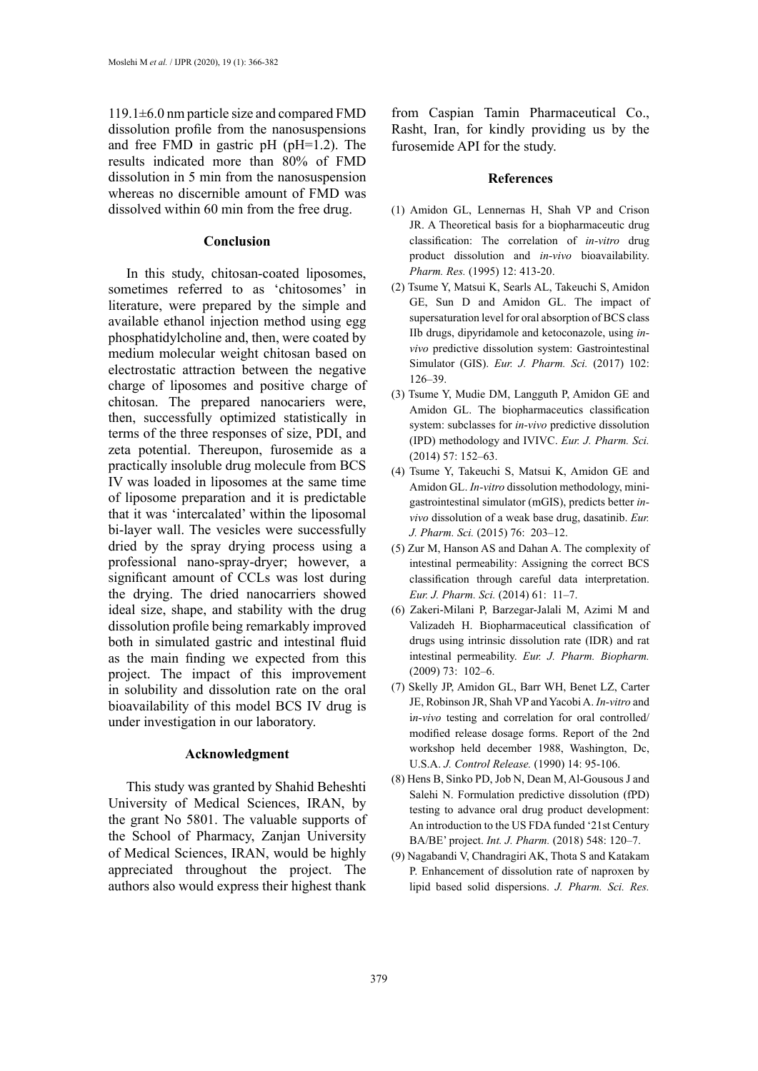119.1±6.0 nm particle size and compared FMD dissolution profile from the nanosuspensions and free FMD in gastric pH (pH=1.2). The results indicated more than 80% of FMD dissolution in 5 min from the nanosuspension whereas no discernible amount of FMD was dissolved within 60 min from the free drug.

## Conclusion

In this study, chitosan-coated liposomes, sometimes referred to as 'chitosomes' in literature, were prepared by the simple and available ethanol injection method using egg phosphatidylcholine and, then, were coated by medium molecular weight chitosan based on electrostatic attraction between the negative charge of liposomes and positive charge of chitosan. The prepared nanocariers were, then, successfully optimized statistically in terms of the three responses of size, PDI, and zeta potential. Thereupon, furosemide as a practically insoluble drug molecule from BCS IV was loaded in liposomes at the same time of liposome preparation and it is predictable that it was 'intercalated' within the liposomal bi-layer wall. The vesicles were successfully dried by the spray drying process using a professional nano-spray-dryer; however, a significant amount of CCLs was lost during the drying. The dried nanocarriers showed ideal size, shape, and stability with the drug dissolution profile being remarkably improved both in simulated gastric and intestinal fluid as the main finding we expected from this project. The impact of this improvement in solubility and dissolution rate on the oral bioavailability of this model BCS IV drug is under investigation in our laboratory.

## Acknowledgment

This study was granted by Shahid Beheshti University of Medical Sciences, IRAN, by the grant No 5801. The valuable supports of the School of Pharmacy, Zanjan University of Medical Sciences, IRAN, would be highly appreciated throughout the project. The authors also would express their highest thank from Caspian Tamin Pharmaceutical Co., Rasht, Iran, for kindly providing us by the furosemide API for the study.

## References

(1) Amidon GL, Lennernas H, Shah VP and Crison JR. A Theoretical basis for a biopharmaceutic drug classification: The correlation of *in-vitro* drug product dissolution and *in-vivo* bioavailability. *Pharm. Res.* (1995) 12: 413-20.

(2) Tsume Y, Matsui K, Searls AL, Takeuchi S, Amidon GE, Sun D and Amidon GL. The impact of supersaturation level for oral absorption of BCS class IIb drugs, dipyridamole and ketoconazole, using *in-vivo* predictive dissolution system: Gastrointestinal Simulator (GIS). *Eur. J. Pharm. Sci.* (2017) 102: 126–39.

(3) Tsume Y, Mudie DM, Langguth P, Amidon GE and Amidon GL. The biopharmaceutics classification system: subclasses for *in-vivo* predictive dissolution (IPD) methodology and IVIVC. *Eur. J. Pharm. Sci.* (2014) 57: 152–63.

(4) Tsume Y, Takeuchi S, Matsui K, Amidon GE and Amidon GL. *In-vitro* dissolution methodology, mini-gastrointestinal simulator (mGIS), predicts better *in-vivo* dissolution of a weak base drug, dasatinib. *Eur. J. Pharm. Sci.* (2015) 76: 203–12.

(5) Zur M, Hanson AS and Dahan A. The complexity of intestinal permeability: Assigning the correct BCS classification through careful data interpretation. *Eur. J. Pharm. Sci.* (2014) 61: 11–7.

(6) Zakeri-Milani P, Barzegar-Jalali M, Azimi M and Valizadeh H. Biopharmaceutical classification of drugs using intrinsic dissolution rate (IDR) and rat intestinal permeability. *Eur. J. Pharm. Biopharm.* (2009) 73: 102–6.

(7) Skelly JP, Amidon GL, Barr WH, Benet LZ, Carter JE, Robinson JR, Shah VP and Yacobi A. *In-vitro* and i*n-vivo* testing and correlation for oral controlled/ modified release dosage forms. Report of the 2nd workshop held december 1988, Washington, Dc, U.S.A. *J. Control Release.* (1990) 14: 95-106.

(8) Hens B, Sinko PD, Job N, Dean M, Al-Gousous J and Salehi N. Formulation predictive dissolution (fPD) testing to advance oral drug product development: An introduction to the US FDA funded '21st Century BA/BE' project. *Int. J. Pharm.* (2018) 548: 120–7.

(9) Nagabandi V, Chandragiri AK, Thota S and Katakam P. Enhancement of dissolution rate of naproxen by lipid based solid dispersions. *J. Pharm. Sci. Res.*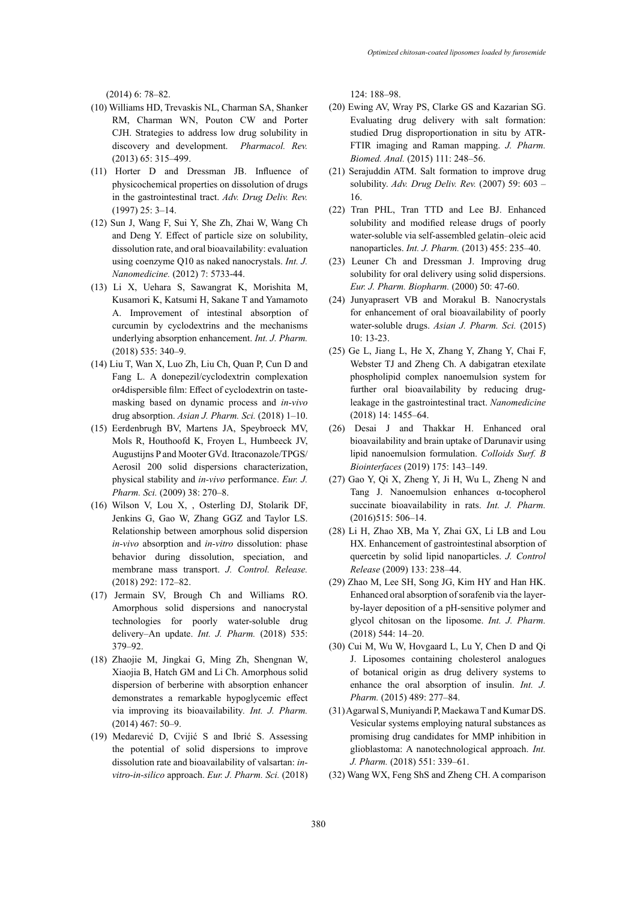(2014) 6: 78–82.

(10) Williams HD, Trevaskis NL, Charman SA, Shanker RM, Charman WN, Pouton CW and Porter CJH. Strategies to address low drug solubility in discovery and development. *Pharmacol. Rev.* (2013) 65: 315–499.

(11) Horter D and Dressman JB. Influence of physicochemical properties on dissolution of drugs in the gastrointestinal tract. *Adv. Drug Deliv. Rev.* (1997) 25: 3–14.

(12) Sun J, Wang F, Sui Y, She Zh, Zhai W, Wang Ch and Deng Y. Effect of particle size on solubility, dissolution rate, and oral bioavailability: evaluation using coenzyme Q10 as naked nanocrystals. *Int. J. Nanomedicine.* (2012) 7: 5733-44.

(13) Li X, Uehara S, Sawangrat K, Morishita M, Kusamori K, Katsumi H, Sakane T and Yamamoto A. Improvement of intestinal absorption of curcumin by cyclodextrins and the mechanisms underlying absorption enhancement. *Int. J. Pharm.* (2018) 535: 340–9.

(14) Liu T, Wan X, Luo Zh, Liu Ch, Quan P, Cun D and Fang L. A donepezil/cyclodextrin complexation or4dispersible film: Effect of cyclodextrin on taste-masking based on dynamic process and *in-vivo* drug absorption. *Asian J. Pharm. Sci.* (2018) 1–10.

(15) Eerdenbrugh BV, Martens JA, Speybroeck MV, Mols R, Houthoofd K, Froyen L, Humbeeck JV, Augustijns P and Mooter GVd. Itraconazole/TPGS/Aerosil 200 solid dispersions characterization, physical stability and *in-vivo* performance. *Eur. J. Pharm. Sci.* (2009) 38: 270–8.

(16) Wilson V, Lou X, , Osterling DJ, Stolarik DF, Jenkins G, Gao W, Zhang GGZ and Taylor LS. Relationship between amorphous solid dispersion *in-vivo* absorption and *in-vitro* dissolution: phase behavior during dissolution, speciation, and membrane mass transport. *J. Control. Release.* (2018) 292: 172–82.

(17) Jermain SV, Brough Ch and Williams RO. Amorphous solid dispersions and nanocrystal technologies for poorly water-soluble drug delivery–An update. *Int. J. Pharm.* (2018) 535: 379–92.

(18) Zhaojie M, Jingkai G, Ming Zh, Shengnan W, Xiaojia B, Hatch GM and Li Ch. Amorphous solid dispersion of berberine with absorption enhancer demonstrates a remarkable hypoglycemic effect via improving its bioavailability. *Int. J. Pharm.* (2014) 467: 50–9.

(19) Medarević D, Cvijić S and Ibrić S. Assessing the potential of solid dispersions to improve dissolution rate and bioavailability of valsartan: *in-vitro-in-silico* approach. *Eur. J. Pharm. Sci.* (2018) 124: 188–98.

(20) Ewing AV, Wray PS, Clarke GS and Kazarian SG. Evaluating drug delivery with salt formation: studied Drug disproportionation in situ by ATR-FTIR imaging and Raman mapping. *J. Pharm. Biomed. Anal.* (2015) 111: 248–56.

(21) Serajuddin ATM. Salt formation to improve drug solubility. *Adv. Drug Deliv. Rev.* (2007) 59: 603 – 16.

(22) Tran PHL, Tran TTD and Lee BJ. Enhanced solubility and modified release drugs of poorly water-soluble via self-assembled gelatin–oleic acid nanoparticles. *Int. J. Pharm.* (2013) 455: 235–40.

(23) Leuner Ch and Dressman J. Improving drug solubility for oral delivery using solid dispersions. *Eur. J. Pharm. Biopharm.* (2000) 50: 47-60.

(24) Junyaprasert VB and Morakul B. Nanocrystals for enhancement of oral bioavailability of poorly water-soluble drugs. *Asian J. Pharm. Sci.* (2015) 10: 13-23.

(25) Ge L, Jiang L, He X, Zhang Y, Zhang Y, Chai F, Webster TJ and Zheng Ch. A dabigatran etexilate phospholipid complex nanoemulsion system for further oral bioavailability by reducing drug-leakage in the gastrointestinal tract. *Nanomedicine* (2018) 14: 1455–64.

(26) Desai J and Thakkar H. Enhanced oral bioavailability and brain uptake of Darunavir using lipid nanoemulsion formulation. *Colloids Surf. B Biointerfaces* (2019) 175: 143–149.

(27) Gao Y, Qi X, Zheng Y, Ji H, Wu L, Zheng N and Tang J. Nanoemulsion enhances α-tocopherol succinate bioavailability in rats. *Int. J. Pharm.* (2016)515: 506–14.

(28) Li H, Zhao XB, Ma Y, Zhai GX, Li LB and Lou HX. Enhancement of gastrointestinal absorption of quercetin by solid lipid nanoparticles. *J. Control Release* (2009) 133: 238–44.

(29) Zhao M, Lee SH, Song JG, Kim HY and Han HK. Enhanced oral absorption of sorafenib via the layer-by-layer deposition of a pH-sensitive polymer and glycol chitosan on the liposome. *Int. J. Pharm.* (2018) 544: 14–20.

(30) Cui M, Wu W, Hovgaard L, Lu Y, Chen D and Qi J. Liposomes containing cholesterol analogues of botanical origin as drug delivery systems to enhance the oral absorption of insulin. *Int. J. Pharm.* (2015) 489: 277–84.

(31) Agarwal S, Muniyandi P, Maekawa T and Kumar DS. Vesicular systems employing natural substances as promising drug candidates for MMP inhibition in glioblastoma: A nanotechnological approach. *Int. J. Pharm.* (2018) 551: 339–61.

(32) Wang WX, Feng ShS and Zheng CH. A comparison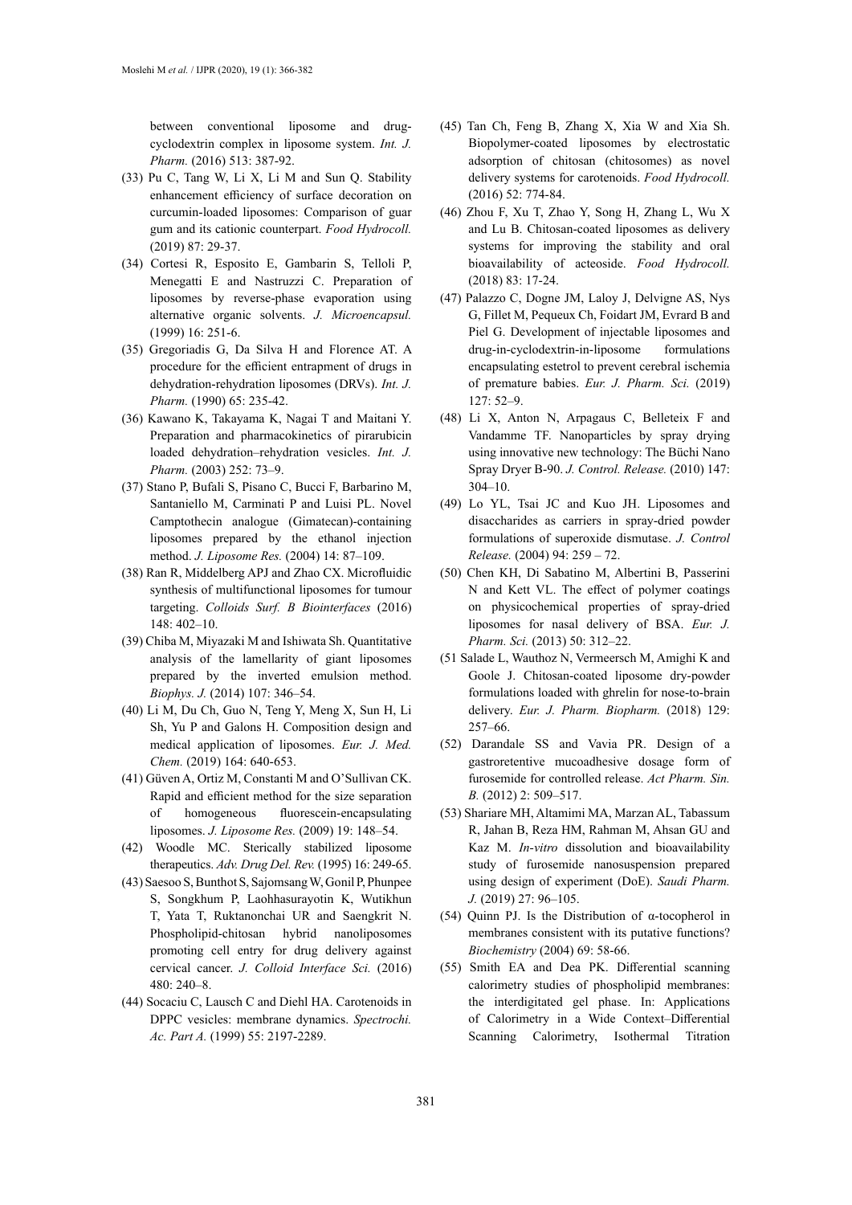between conventional liposome and drug-cyclodextrin complex in liposome system. *Int. J. Pharm.* (2016) 513: 387-92.

(33) Pu C, Tang W, Li X, Li M and Sun Q. Stability enhancement efficiency of surface decoration on curcumin-loaded liposomes: Comparison of guar gum and its cationic counterpart. *Food Hydrocoll.* (2019) 87: 29-37.

(34) Cortesi R, Esposito E, Gambarin S, Telloli P, Menegatti E and Nastruzzi C. Preparation of liposomes by reverse-phase evaporation using alternative organic solvents. *J. Microencapsul.* (1999) 16: 251-6.

(35) Gregoriadis G, Da Silva H and Florence AT. A procedure for the efficient entrapment of drugs in dehydration-rehydration liposomes (DRVs). *Int. J. Pharm.* (1990) 65: 235-42.

(36) Kawano K, Takayama K, Nagai T and Maitani Y. Preparation and pharmacokinetics of pirarubicin loaded dehydration–rehydration vesicles. *Int. J. Pharm.* (2003) 252: 73–9.

(37) Stano P, Bufali S, Pisano C, Bucci F, Barbarino M, Santaniello M, Carminati P and Luisi PL. Novel Camptothecin analogue (Gimatecan)-containing liposomes prepared by the ethanol injection method. *J. Liposome Res.* (2004) 14: 87–109.

(38) Ran R, Middelberg APJ and Zhao CX. Microfluidic synthesis of multifunctional liposomes for tumour targeting. *Colloids Surf. B Biointerfaces* (2016) 148: 402–10.

(39) Chiba M, Miyazaki M and Ishiwata Sh. Quantitative analysis of the lamellarity of giant liposomes prepared by the inverted emulsion method. *Biophys. J.* (2014) 107: 346–54.

(40) Li M, Du Ch, Guo N, Teng Y, Meng X, Sun H, Li Sh, Yu P and Galons H. Composition design and medical application of liposomes. *Eur. J. Med. Chem.* (2019) 164: 640-653.

(41) Güven A, Ortiz M, Constanti M and O'Sullivan CK. Rapid and efficient method for the size separation of homogeneous fluorescein-encapsulating liposomes. *J. Liposome Res.* (2009) 19: 148–54.

(42) Woodle MC. Sterically stabilized liposome therapeutics. *Adv. Drug Del. Rev.* (1995) 16: 249-65.

(43) Saesoo S, Bunthot S, Sajomsang W, Gonil P, Phunpee S, Songkhum P, Laohhasurayotin K, Wutikhun T, Yata T, Ruktanonchai UR and Saengkrit N. Phospholipid-chitosan hybrid nanoliposomes promoting cell entry for drug delivery against cervical cancer. *J. Colloid Interface Sci.* (2016) 480: 240–8.

(44) Socaciu C, Lausch C and Diehl HA. Carotenoids in DPPC vesicles: membrane dynamics. *Spectrochi. Ac. Part A.* (1999) 55: 2197-2289.

(45) Tan Ch, Feng B, Zhang X, Xia W and Xia Sh. Biopolymer-coated liposomes by electrostatic adsorption of chitosan (chitosomes) as novel delivery systems for carotenoids. *Food Hydrocoll.* (2016) 52: 774-84.

(46) Zhou F, Xu T, Zhao Y, Song H, Zhang L, Wu X and Lu B. Chitosan-coated liposomes as delivery systems for improving the stability and oral bioavailability of acteoside. *Food Hydrocoll.* (2018) 83: 17-24.

(47) Palazzo C, Dogne JM, Laloy J, Delvigne AS, Nys G, Fillet M, Pequeux Ch, Foidart JM, Evrard B and Piel G. Development of injectable liposomes and drug-in-cyclodextrin-in-liposome formulations encapsulating estetrol to prevent cerebral ischemia of premature babies. *Eur. J. Pharm. Sci.* (2019) 127: 52–9.

(48) Li X, Anton N, Arpagaus C, Belleteix F and Vandamme TF. Nanoparticles by spray drying using innovative new technology: The Büchi Nano Spray Dryer B-90. *J. Control. Release.* (2010) 147: 304–10.

(49) Lo YL, Tsai JC and Kuo JH. Liposomes and disaccharides as carriers in spray-dried powder formulations of superoxide dismutase. *J. Control Release.* (2004) 94: 259 – 72.

(50) Chen KH, Di Sabatino M, Albertini B, Passerini N and Kett VL. The effect of polymer coatings on physicochemical properties of spray-dried liposomes for nasal delivery of BSA. *Eur. J. Pharm. Sci.* (2013) 50: 312–22.

(51 Salade L, Wauthoz N, Vermeersch M, Amighi K and Goole J. Chitosan-coated liposome dry-powder formulations loaded with ghrelin for nose-to-brain delivery. *Eur. J. Pharm. Biopharm.* (2018) 129: 257–66.

(52) Darandale SS and Vavia PR. Design of a gastroretentive mucoadhesive dosage form of furosemide for controlled release. *Act Pharm. Sin. B.* (2012) 2: 509–517.

(53) Shariare MH, Altamimi MA, Marzan AL, Tabassum R, Jahan B, Reza HM, Rahman M, Ahsan GU and Kaz M. *In-vitro* dissolution and bioavailability study of furosemide nanosuspension prepared using design of experiment (DoE). *Saudi Pharm. J.* (2019) 27: 96–105.

(54) Quinn PJ. Is the Distribution of α-tocopherol in membranes consistent with its putative functions? *Biochemistry* (2004) 69: 58-66.

(55) Smith EA and Dea PK. Differential scanning calorimetry studies of phospholipid membranes: the interdigitated gel phase. In: Applications of Calorimetry in a Wide Context–Differential Scanning Calorimetry, Isothermal Titration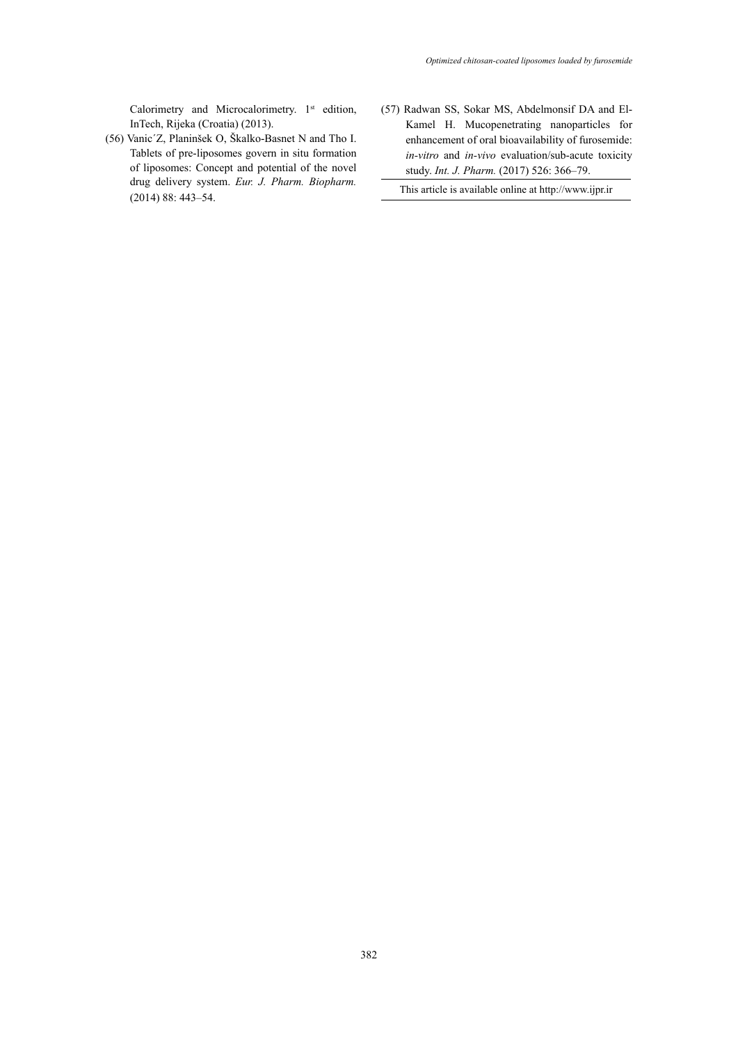Calorimetry and Microcalorimetry. 1st edition, InTech, Rijeka (Croatia) (2013).

(56) Vanic´Z, Planinšek O, Škalko-Basnet N and Tho I. Tablets of pre-liposomes govern in situ formation of liposomes: Concept and potential of the novel drug delivery system. *Eur. J. Pharm. Biopharm.* (2014) 88: 443–54.

(57) Radwan SS, Sokar MS, Abdelmonsif DA and El-Kamel H. Mucopenetrating nanoparticles for enhancement of oral bioavailability of furosemide: *in-vitro* and *in-vivo* evaluation/sub-acute toxicity study. *Int. J. Pharm.* (2017) 526: 366–79.

This article is available online at http://www.ijpr.ir